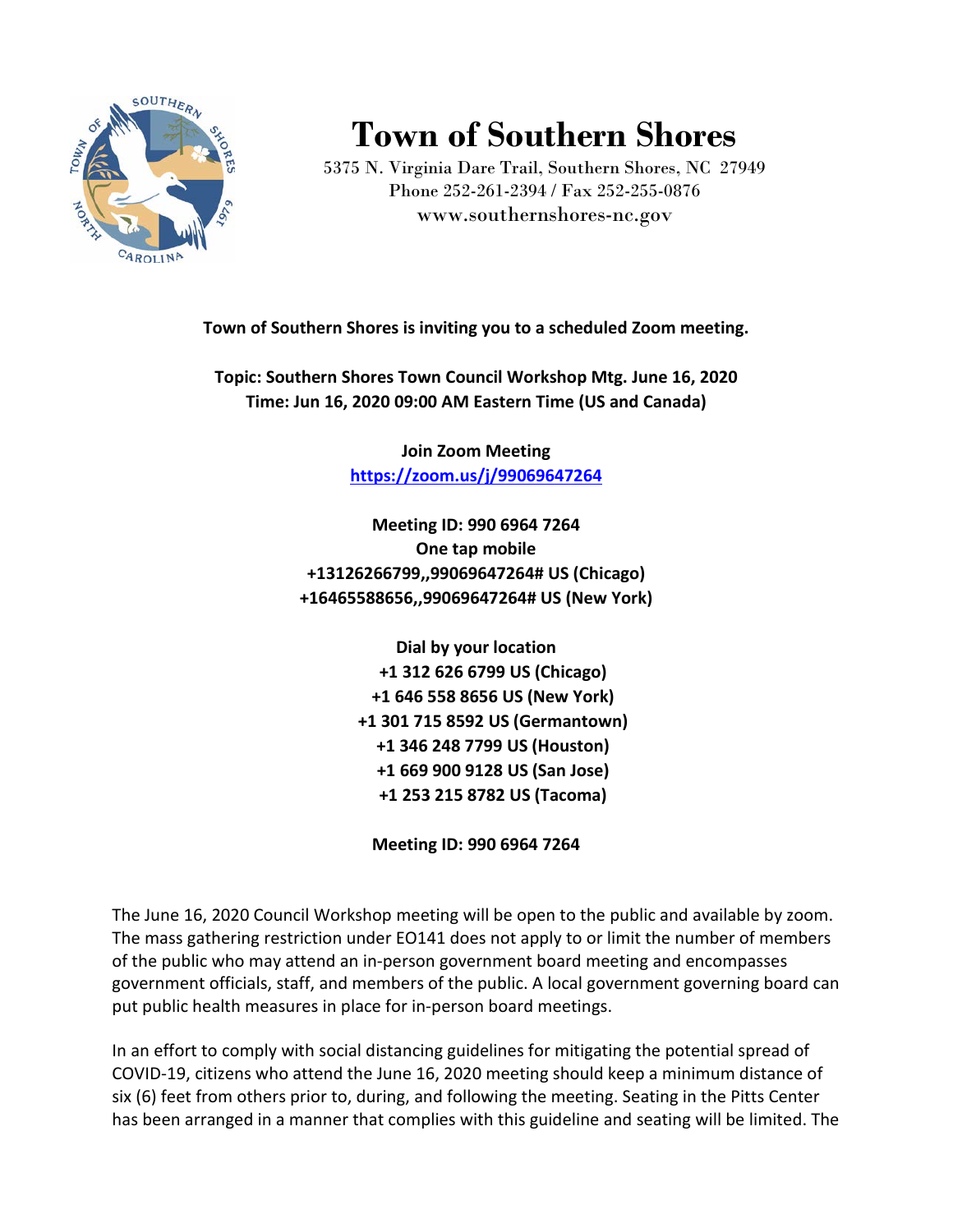# Town of Southern Shores

5375 N. Virginia Dare Trail, Southern Shores, NC 27949
Phone 252-261-2394 / Fax 252-255-0876
www.southernshores-nc.gov

**Town of Southern Shores is inviting you to a scheduled Zoom meeting.**

**Topic: Southern Shores Town Council Workshop Mtg. June 16, 2020**
**Time: Jun 16, 2020 09:00 AM Eastern Time (US and Canada)**

**Join Zoom Meeting**
**https://zoom.us/j/99069647264**

**Meeting ID: 990 6964 7264**
**One tap mobile**
**+13126266799,,99069647264# US (Chicago)**
**+16465588656,,99069647264# US (New York)**

**Dial by your location**
**+1 312 626 6799 US (Chicago)**
**+1 646 558 8656 US (New York)**
**+1 301 715 8592 US (Germantown)**
**+1 346 248 7799 US (Houston)**
**+1 669 900 9128 US (San Jose)**
**+1 253 215 8782 US (Tacoma)**

**Meeting ID: 990 6964 7264**

The June 16, 2020 Council Workshop meeting will be open to the public and available by zoom. The mass gathering restriction under EO141 does not apply to or limit the number of members of the public who may attend an in-person government board meeting and encompasses government officials, staff, and members of the public. A local government governing board can put public health measures in place for in-person board meetings.

In an effort to comply with social distancing guidelines for mitigating the potential spread of COVID-19, citizens who attend the June 16, 2020 meeting should keep a minimum distance of six (6) feet from others prior to, during, and following the meeting. Seating in the Pitts Center has been arranged in a manner that complies with this guideline and seating will be limited. The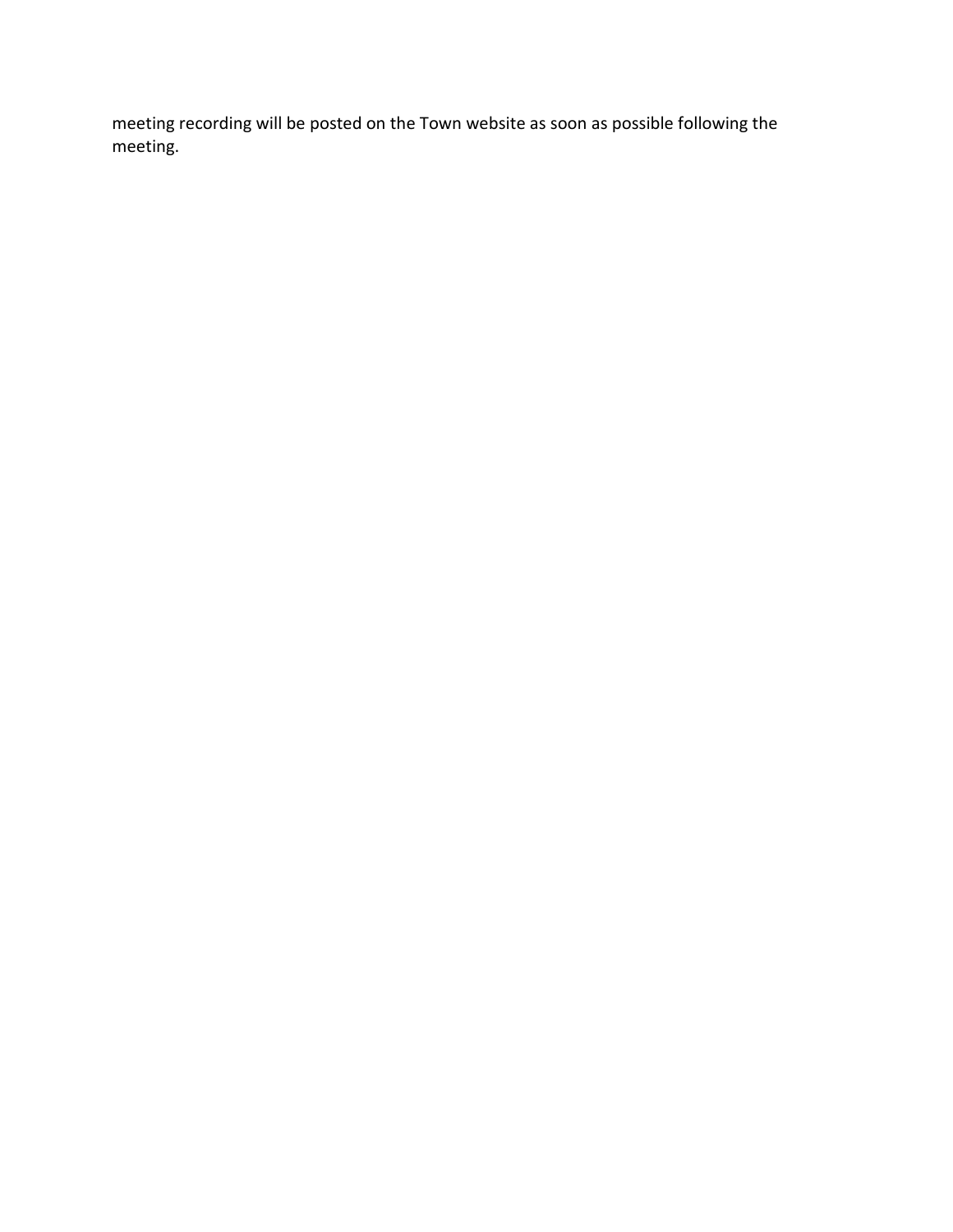meeting recording will be posted on the Town website as soon as possible following the meeting.